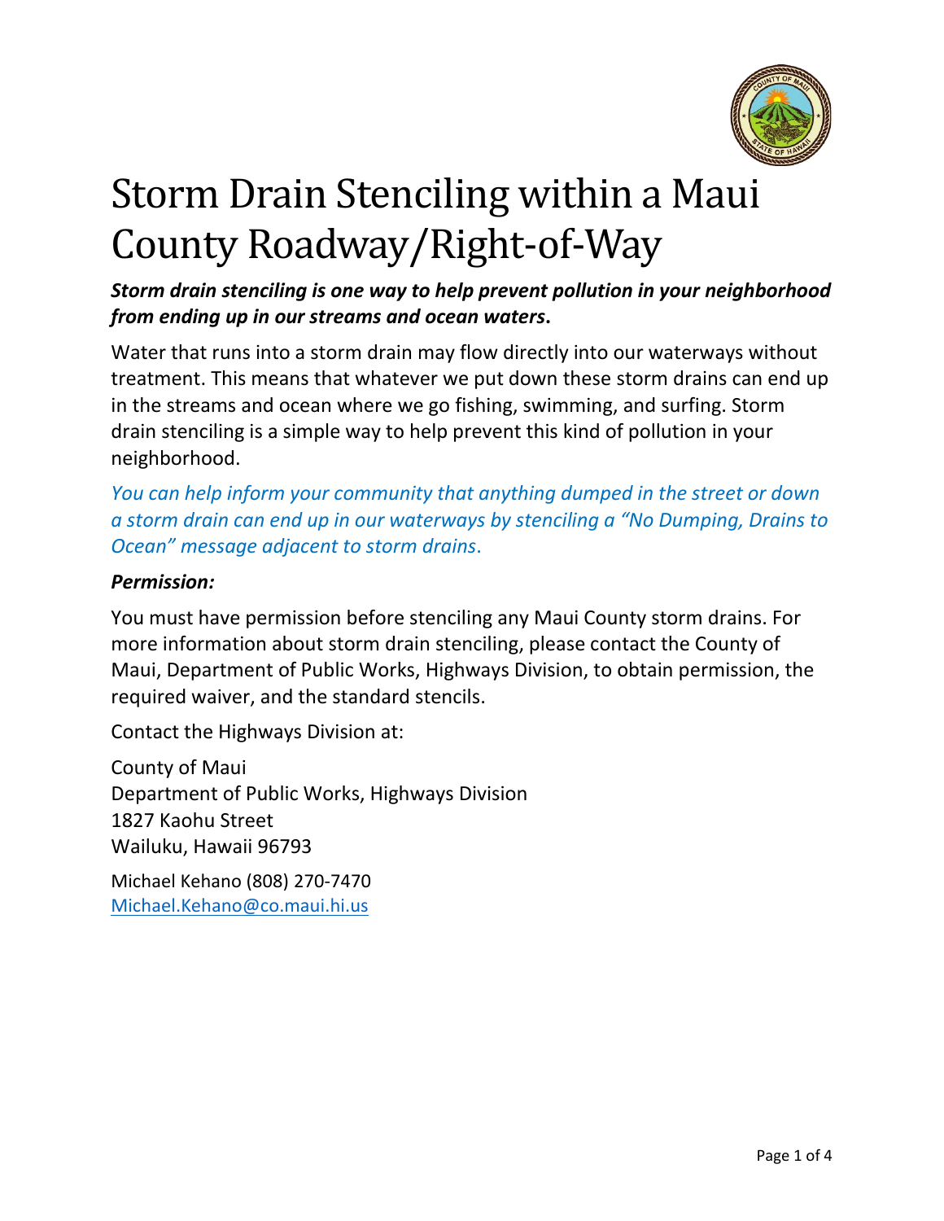# Storm Drain Stenciling within a Maui County Roadway/Right-of-Way

***Storm drain stenciling is one way to help prevent pollution in your neighborhood from ending up in our streams and ocean waters.***

Water that runs into a storm drain may flow directly into our waterways without treatment. This means that whatever we put down these storm drains can end up in the streams and ocean where we go fishing, swimming, and surfing. Storm drain stenciling is a simple way to help prevent this kind of pollution in your neighborhood.

*You can help inform your community that anything dumped in the street or down a storm drain can end up in our waterways by stenciling a "No Dumping, Drains to Ocean" message adjacent to storm drains.*

***Permission:***

You must have permission before stenciling any Maui County storm drains. For more information about storm drain stenciling, please contact the County of Maui, Department of Public Works, Highways Division, to obtain permission, the required waiver, and the standard stencils.

Contact the Highways Division at:

County of Maui
Department of Public Works, Highways Division
1827 Kaohu Street
Wailuku, Hawaii 96793

Michael Kehano (808) 270-7470
Michael.Kehano@co.maui.hi.us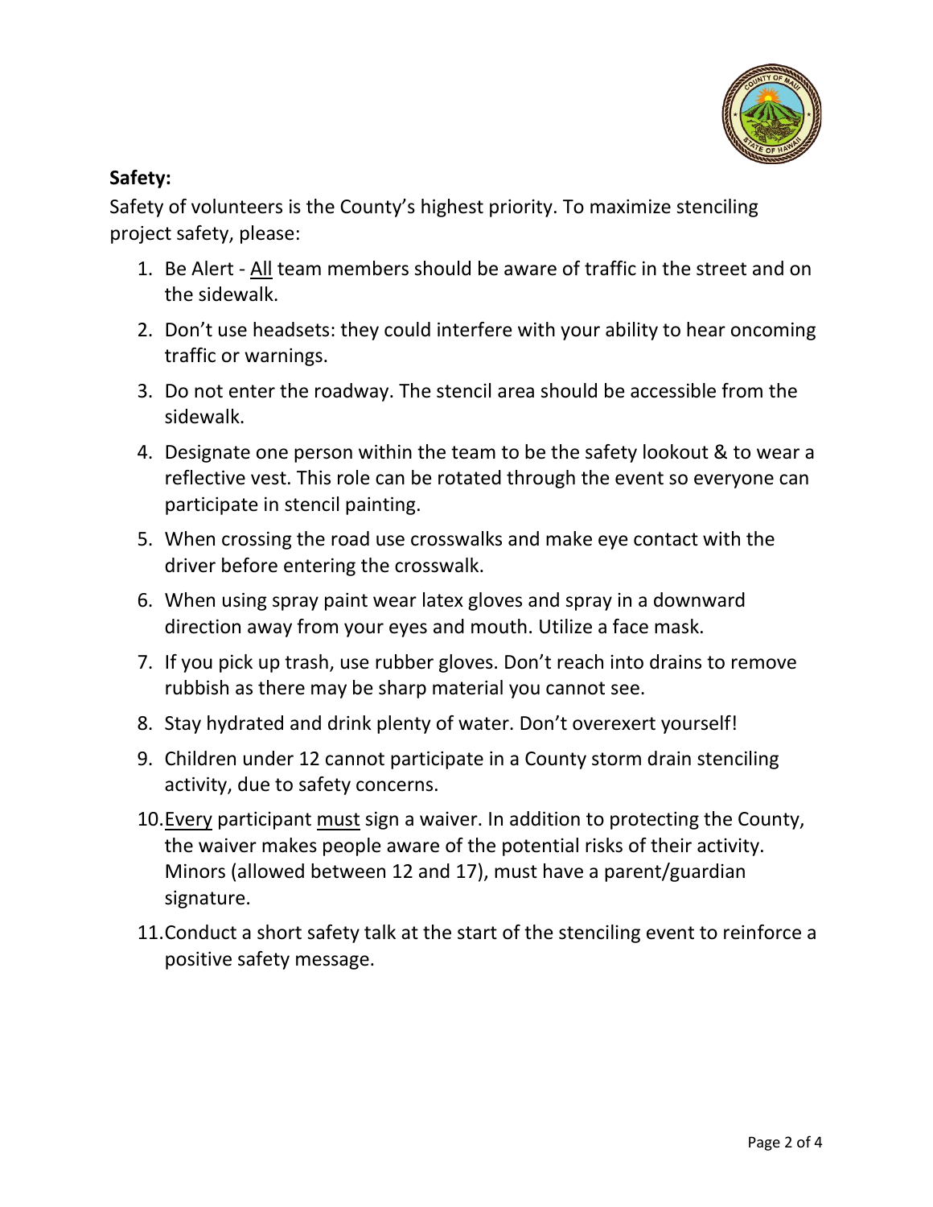**Safety:**

Safety of volunteers is the County's highest priority. To maximize stenciling project safety, please:

1. Be Alert - <u>All</u> team members should be aware of traffic in the street and on the sidewalk.
2. Don't use headsets: they could interfere with your ability to hear oncoming traffic or warnings.
3. Do not enter the roadway. The stencil area should be accessible from the sidewalk.
4. Designate one person within the team to be the safety lookout & to wear a reflective vest. This role can be rotated through the event so everyone can participate in stencil painting.
5. When crossing the road use crosswalks and make eye contact with the driver before entering the crosswalk.
6. When using spray paint wear latex gloves and spray in a downward direction away from your eyes and mouth. Utilize a face mask.
7. If you pick up trash, use rubber gloves. Don't reach into drains to remove rubbish as there may be sharp material you cannot see.
8. Stay hydrated and drink plenty of water. Don't overexert yourself!
9. Children under 12 cannot participate in a County storm drain stenciling activity, due to safety concerns.
10. <u>Every</u> participant <u>must</u> sign a waiver. In addition to protecting the County, the waiver makes people aware of the potential risks of their activity. Minors (allowed between 12 and 17), must have a parent/guardian signature.
11. Conduct a short safety talk at the start of the stenciling event to reinforce a positive safety message.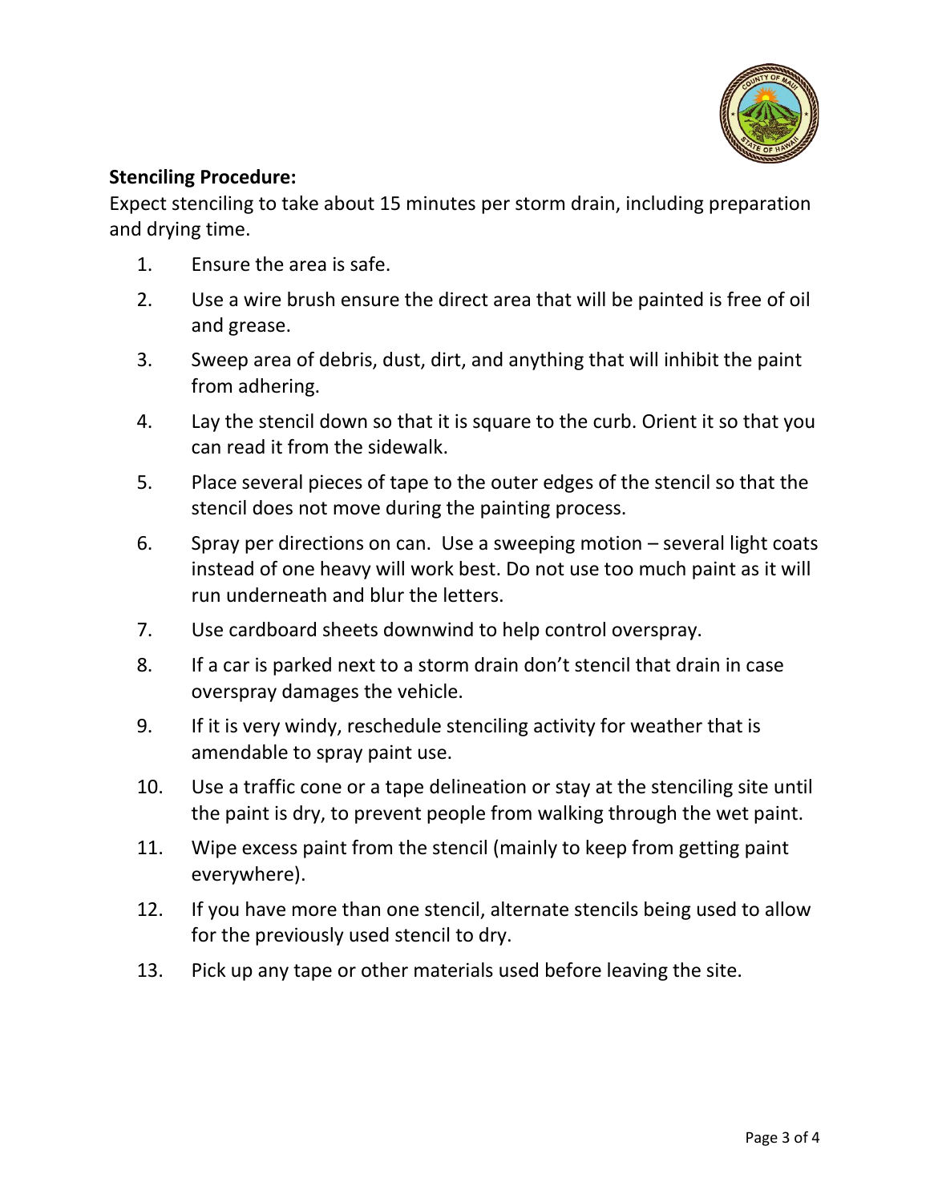**Stenciling Procedure:**

Expect stenciling to take about 15 minutes per storm drain, including preparation and drying time.

1. Ensure the area is safe.
2. Use a wire brush ensure the direct area that will be painted is free of oil and grease.
3. Sweep area of debris, dust, dirt, and anything that will inhibit the paint from adhering.
4. Lay the stencil down so that it is square to the curb. Orient it so that you can read it from the sidewalk.
5. Place several pieces of tape to the outer edges of the stencil so that the stencil does not move during the painting process.
6. Spray per directions on can. Use a sweeping motion – several light coats instead of one heavy will work best. Do not use too much paint as it will run underneath and blur the letters.
7. Use cardboard sheets downwind to help control overspray.
8. If a car is parked next to a storm drain don't stencil that drain in case overspray damages the vehicle.
9. If it is very windy, reschedule stenciling activity for weather that is amendable to spray paint use.
10. Use a traffic cone or a tape delineation or stay at the stenciling site until the paint is dry, to prevent people from walking through the wet paint.
11. Wipe excess paint from the stencil (mainly to keep from getting paint everywhere).
12. If you have more than one stencil, alternate stencils being used to allow for the previously used stencil to dry.
13. Pick up any tape or other materials used before leaving the site.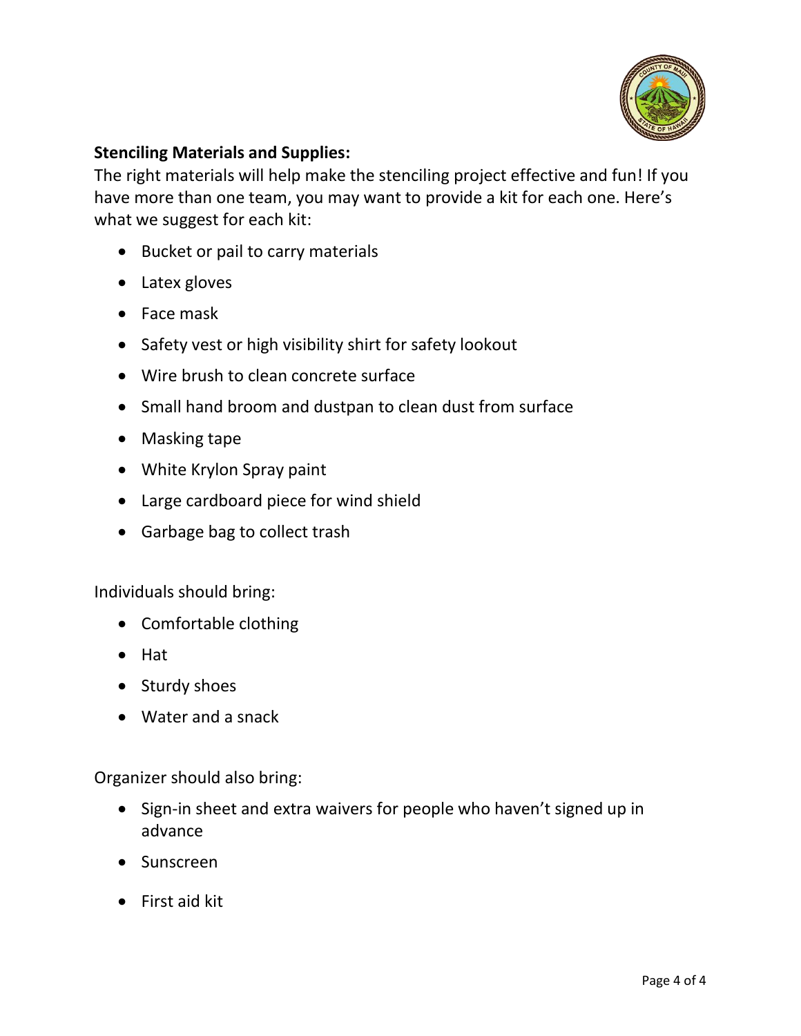**Stenciling Materials and Supplies:**

The right materials will help make the stenciling project effective and fun! If you have more than one team, you may want to provide a kit for each one. Here's what we suggest for each kit:

- Bucket or pail to carry materials
- Latex gloves
- Face mask
- Safety vest or high visibility shirt for safety lookout
- Wire brush to clean concrete surface
- Small hand broom and dustpan to clean dust from surface
- Masking tape
- White Krylon Spray paint
- Large cardboard piece for wind shield
- Garbage bag to collect trash

Individuals should bring:

- Comfortable clothing
- Hat
- Sturdy shoes
- Water and a snack

Organizer should also bring:

- Sign-in sheet and extra waivers for people who haven't signed up in advance
- Sunscreen
- First aid kit